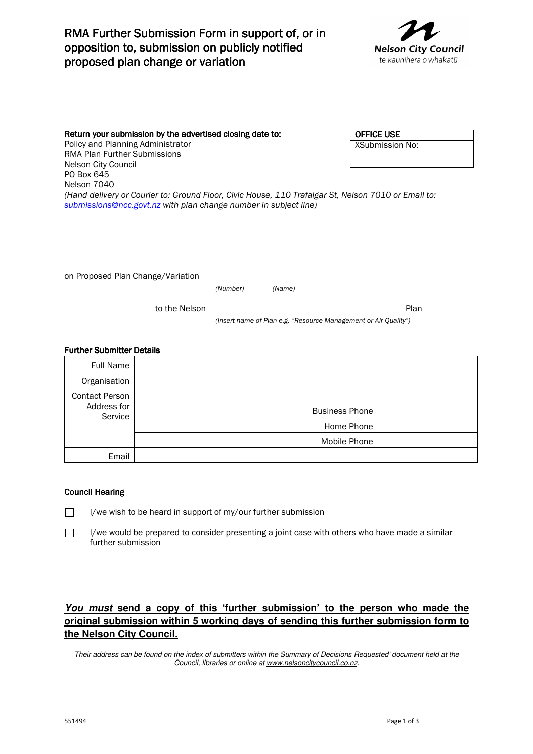# RMA Further Submission Form in support of, or in opposition to, submission on publicly notified proposed plan change or variation

Nelson City Council
te kaunihera o whakatū

**Return your submission by the advertised closing date to:**
Policy and Planning Administrator
RMA Plan Further Submissions
Nelson City Council
PO Box 645
Nelson 7040
*(Hand delivery or Courier to: Ground Floor, Civic House, 110 Trafalgar St, Nelson 7010 or Email to: submissions@ncc.govt.nz with plan change number in subject line)*

| OFFICE USE |
|---|
| XSubmission No: |

on Proposed Plan Change/Variation ____________ ______________________________
*(Number)* *(Name)*

to the Nelson ______________________________ Plan
*(Insert name of Plan e.g. "Resource Management or Air Quality")*

**Further Submitter Details**

| Full Name | | | |
|---|---|---|---|
| Organisation | | | |
| Contact Person | | | |
| Address for Service | | Business Phone | |
| | | Home Phone | |
| | | Mobile Phone | |
| Email | | | |

**Council Hearing**

☐ I/we wish to be heard in support of my/our further submission

☐ I/we would be prepared to consider presenting a joint case with others who have made a similar further submission

***You must*** **send a copy of this 'further submission' to the person who made the original submission within 5 working days of sending this further submission form to the Nelson City Council.**

*Their address can be found on the index of submitters within the Summary of Decisions Requested' document held at the Council, libraries or online at www.nelsoncitycouncil.co.nz.*

551494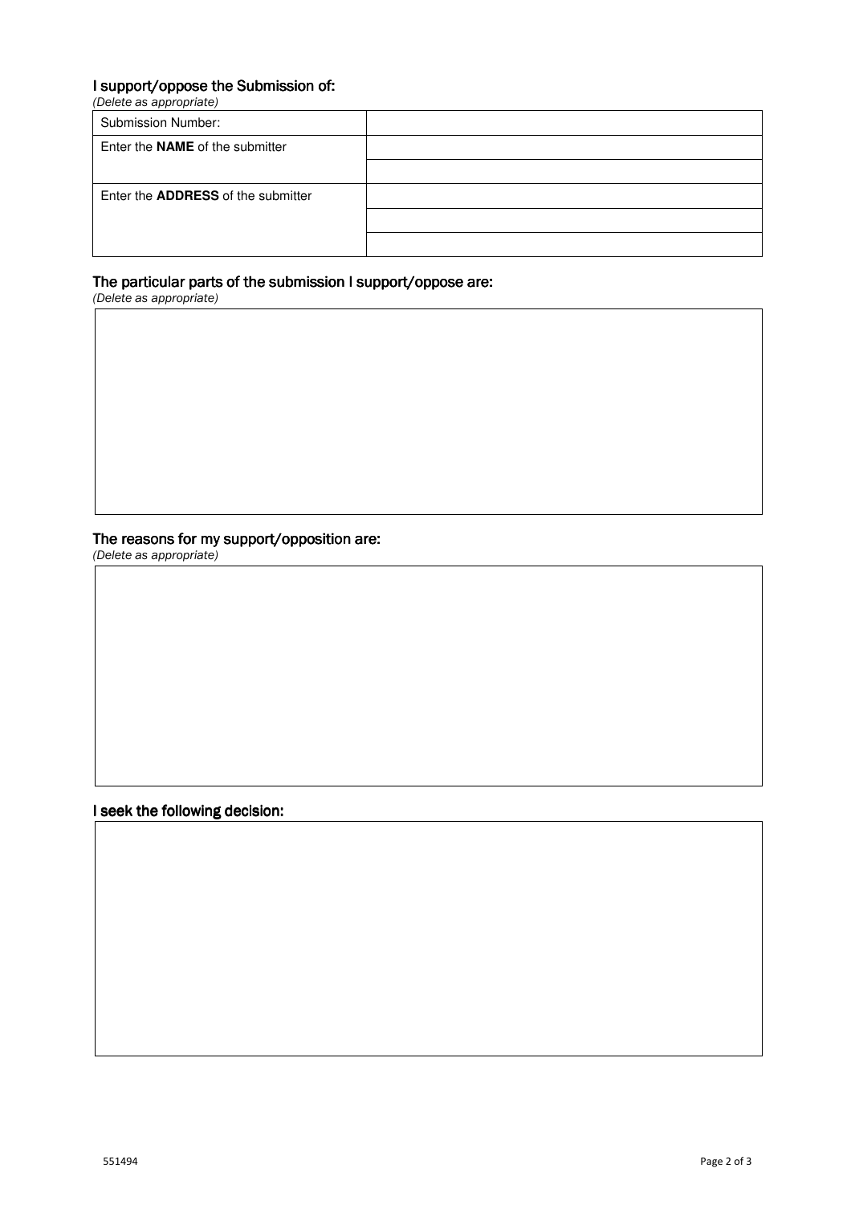### I support/oppose the Submission of:

*(Delete as appropriate)*

| | |
|---|---|
| Submission Number: | |
| Enter the **NAME** of the submitter | |
| | |
| Enter the **ADDRESS** of the submitter | |
| | |
| | |

### The particular parts of the submission I support/oppose are:

*(Delete as appropriate)*

### The reasons for my support/opposition are:

*(Delete as appropriate)*

### I seek the following decision:

551494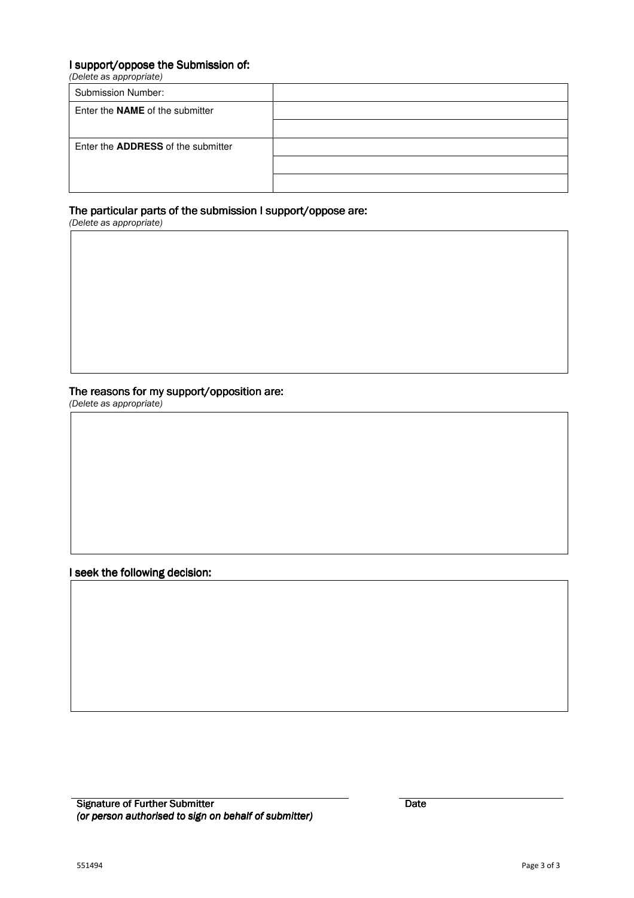### I support/oppose the Submission of:

*(Delete as appropriate)*

| | |
|---|---|
| Submission Number: | |
| Enter the **NAME** of the submitter | |
| | |
| Enter the **ADDRESS** of the submitter | |
| | |
| | |

### The particular parts of the submission I support/oppose are:

*(Delete as appropriate)*

### The reasons for my support/opposition are:

*(Delete as appropriate)*

### I seek the following decision:

**Signature of Further Submitter**
***(or person authorised to sign on behalf of submitter)***

**Date**

551494